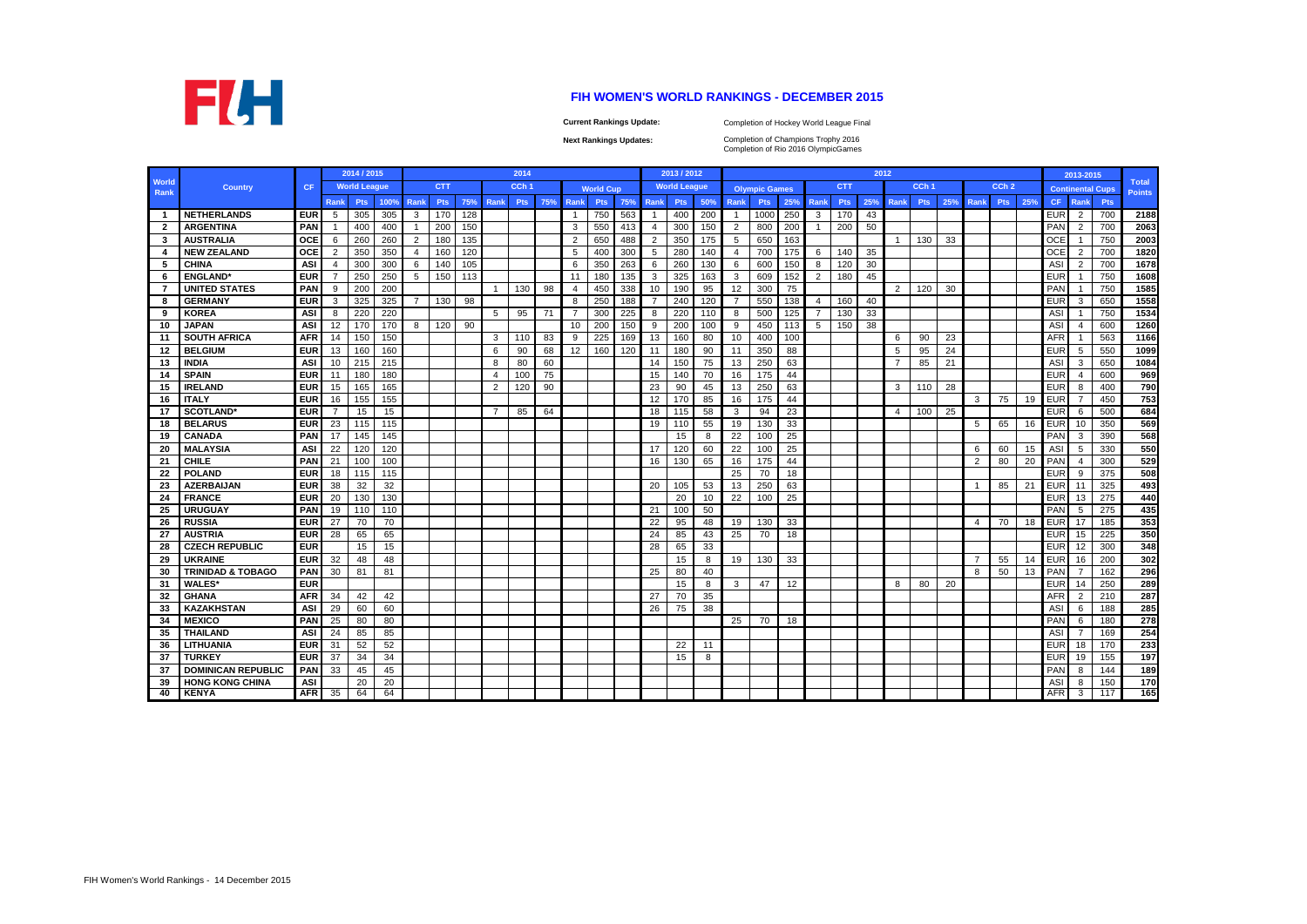# FIH WOMEN'S WORLD RANKINGS - DECEMBER 2015

**Current Rankings Update:** Completion of Hockey World League Final

**Next Rankings Updates:** Completion of Champions Trophy 2016
Completion of Rio 2016 OlympicGames

| World Rank | Country | CF | 2014 / 2015 | | | | | | 2014 | | | | | | 2013 / 2012 | | | 2012 | | | | | | | | | | | | 2013-2015 | | | Total Points |
|---|---|---|---|---|---|---|---|---|---|---|---|---|---|---|---|---|---|---|---|---|---|---|---|---|---|---|---|---|---|---|---|---|---|
| | | | World League | | | CTT | | | CCh 1 | | | World Cup | | | World League | | | Olympic Games | | | CTT | | | CCh 1 | | | CCh 2 | | | Continental Cups | | | |
| | | | Rank | Pts | 100% | Rank | Pts | 75% | Rank | Pts | 75% | Rank | Pts | 75% | Rank | Pts | 50% | Rank | Pts | 25% | Rank | Pts | 25% | Rank | Pts | 25% | Rank | Pts | 25% | CF | Rank | Pts | |
| 1 | NETHERLANDS | EUR | 5 | 305 | 305 | 3 | 170 | 128 | | | | 1 | 750 | 563 | 1 | 400 | 200 | 1 | 1000 | 250 | 3 | 170 | 43 | | | | | | | EUR | 2 | 700 | 2188 |
| 2 | ARGENTINA | PAN | 1 | 400 | 400 | 1 | 200 | 150 | | | | 3 | 550 | 413 | 4 | 300 | 150 | 2 | 800 | 200 | 1 | 200 | 50 | | | | | | | PAN | 2 | 700 | 2063 |
| 3 | AUSTRALIA | OCE | 6 | 260 | 260 | 2 | 180 | 135 | | | | 2 | 650 | 488 | 2 | 350 | 175 | 5 | 650 | 163 | | | | 1 | 130 | 33 | | | | OCE | 1 | 750 | 2003 |
| 4 | NEW ZEALAND | OCE | 2 | 350 | 350 | 4 | 160 | 120 | | | | 5 | 400 | 300 | 5 | 280 | 140 | 4 | 700 | 175 | 6 | 140 | 35 | | | | | | | OCE | 2 | 700 | 1820 |
| 5 | CHINA | ASI | 4 | 300 | 300 | 6 | 140 | 105 | | | | 6 | 350 | 263 | 6 | 260 | 130 | 6 | 600 | 150 | 8 | 120 | 30 | | | | | | | ASI | 2 | 700 | 1678 |
| 6 | ENGLAND* | EUR | 7 | 250 | 250 | 5 | 150 | 113 | | | | 11 | 180 | 135 | 3 | 325 | 163 | 3 | 609 | 152 | 2 | 180 | 45 | | | | | | | EUR | 1 | 750 | 1608 |
| 7 | UNITED STATES | PAN | 9 | 200 | 200 | | | | 1 | 130 | 98 | 4 | 450 | 338 | 10 | 190 | 95 | 12 | 300 | 75 | | | | 2 | 120 | 30 | | | | PAN | 1 | 750 | 1585 |
| 8 | GERMANY | EUR | 3 | 325 | 325 | 7 | 130 | 98 | | | | 8 | 250 | 188 | 7 | 240 | 120 | 7 | 550 | 138 | 4 | 160 | 40 | | | | | | | EUR | 3 | 650 | 1558 |
| 9 | KOREA | ASI | 8 | 220 | 220 | | | | 5 | 95 | 71 | 7 | 300 | 225 | 8 | 220 | 110 | 8 | 500 | 125 | 7 | 130 | 33 | | | | | | | ASI | 1 | 750 | 1534 |
| 10 | JAPAN | ASI | 12 | 170 | 170 | 8 | 120 | 90 | | | | 10 | 200 | 150 | 9 | 200 | 100 | 9 | 450 | 113 | 5 | 150 | 38 | | | | | | | ASI | 4 | 600 | 1260 |
| 11 | SOUTH AFRICA | AFR | 14 | 150 | 150 | | | | 3 | 110 | 83 | 9 | 225 | 169 | 13 | 160 | 80 | 10 | 400 | 100 | | | | 6 | 90 | 23 | | | | AFR | 1 | 563 | 1166 |
| 12 | BELGIUM | EUR | 13 | 160 | 160 | | | | 6 | 90 | 68 | 12 | 160 | 120 | 11 | 180 | 90 | 11 | 350 | 88 | | | | 5 | 95 | 24 | | | | EUR | 5 | 550 | 1099 |
| 13 | INDIA | ASI | 10 | 215 | 215 | | | | 8 | 80 | 60 | | | | 14 | 150 | 75 | 13 | 250 | 63 | | | | 7 | 85 | 21 | | | | ASI | 3 | 650 | 1084 |
| 14 | SPAIN | EUR | 11 | 180 | 180 | | | | 4 | 100 | 75 | | | | 15 | 140 | 70 | 16 | 175 | 44 | | | | | | | | | | EUR | 4 | 600 | 969 |
| 15 | IRELAND | EUR | 15 | 165 | 165 | | | | 2 | 120 | 90 | | | | 23 | 90 | 45 | 13 | 250 | 63 | | | | 3 | 110 | 28 | | | | EUR | 8 | 400 | 790 |
| 16 | ITALY | EUR | 16 | 155 | 155 | | | | | | | | | | 12 | 170 | 85 | 16 | 175 | 44 | | | | | | | 3 | 75 | 19 | EUR | 7 | 450 | 753 |
| 17 | SCOTLAND* | EUR | 7 | 15 | 15 | | | | 7 | 85 | 64 | | | | 18 | 115 | 58 | 3 | 94 | 23 | | | | 4 | 100 | 25 | | | | EUR | 6 | 500 | 684 |
| 18 | BELARUS | EUR | 23 | 115 | 115 | | | | | | | | | | 19 | 110 | 55 | 19 | 130 | 33 | | | | | | | 5 | 65 | 16 | EUR | 10 | 350 | 569 |
| 19 | CANADA | PAN | 17 | 145 | 145 | | | | | | | | | | | 15 | 8 | 22 | 100 | 25 | | | | | | | | | | PAN | 3 | 390 | 568 |
| 20 | MALAYSIA | ASI | 22 | 120 | 120 | | | | | | | | | | 17 | 120 | 60 | 22 | 100 | 25 | | | | | | | 6 | 60 | 15 | ASI | 5 | 330 | 550 |
| 21 | CHILE | PAN | 21 | 100 | 100 | | | | | | | | | | 16 | 130 | 65 | 16 | 175 | 44 | | | | | | | 2 | 80 | 20 | PAN | 4 | 300 | 529 |
| 22 | POLAND | EUR | 18 | 115 | 115 | | | | | | | | | | | | | 25 | 70 | 18 | | | | | | | | | | EUR | 9 | 375 | 508 |
| 23 | AZERBAIJAN | EUR | 38 | 32 | 32 | | | | | | | | | | 20 | 105 | 53 | 13 | 250 | 63 | | | | | | | 1 | 85 | 21 | EUR | 11 | 325 | 493 |
| 24 | FRANCE | EUR | 20 | 130 | 130 | | | | | | | | | | | 20 | 10 | 22 | 100 | 25 | | | | | | | | | | EUR | 13 | 275 | 440 |
| 25 | URUGUAY | PAN | 19 | 110 | 110 | | | | | | | | | | 21 | 100 | 50 | | | | | | | | | | | | | PAN | 5 | 275 | 435 |
| 26 | RUSSIA | EUR | 27 | 70 | 70 | | | | | | | | | | 22 | 95 | 48 | 19 | 130 | 33 | | | | | | | 4 | 70 | 18 | EUR | 17 | 185 | 353 |
| 27 | AUSTRIA | EUR | 28 | 65 | 65 | | | | | | | | | | 24 | 85 | 43 | 25 | 70 | 18 | | | | | | | | | | EUR | 15 | 225 | 350 |
| 28 | CZECH REPUBLIC | EUR | | 15 | 15 | | | | | | | | | | 28 | 65 | 33 | | | | | | | | | | | | | EUR | 12 | 300 | 348 |
| 29 | UKRAINE | EUR | 32 | 48 | 48 | | | | | | | | | | | 15 | 8 | 19 | 130 | 33 | | | | | | | 7 | 55 | 14 | EUR | 16 | 200 | 302 |
| 30 | TRINIDAD & TOBAGO | PAN | 30 | 81 | 81 | | | | | | | | | | 25 | 80 | 40 | | | | | | | | | | 8 | 50 | 13 | PAN | 7 | 162 | 296 |
| 31 | WALES* | EUR | | | | | | | | | | | | | | 15 | 8 | 3 | 47 | 12 | | | | 8 | 80 | 20 | | | | EUR | 14 | 250 | 289 |
| 32 | GHANA | AFR | 34 | 42 | 42 | | | | | | | | | | 27 | 70 | 35 | | | | | | | | | | | | | AFR | 2 | 210 | 287 |
| 33 | KAZAKHSTAN | ASI | 29 | 60 | 60 | | | | | | | | | | 26 | 75 | 38 | | | | | | | | | | | | | ASI | 6 | 188 | 285 |
| 34 | MEXICO | PAN | 25 | 80 | 80 | | | | | | | | | | | | | 25 | 70 | 18 | | | | | | | | | | PAN | 6 | 180 | 278 |
| 35 | THAILAND | ASI | 24 | 85 | 85 | | | | | | | | | | | | | | | | | | | | | | | | | ASI | 7 | 169 | 254 |
| 36 | LITHUANIA | EUR | 31 | 52 | 52 | | | | | | | | | | | 22 | 11 | | | | | | | | | | | | | EUR | 18 | 170 | 233 |
| 37 | TURKEY | EUR | 37 | 34 | 34 | | | | | | | | | | | 15 | 8 | | | | | | | | | | | | | EUR | 19 | 155 | 197 |
| 37 | DOMINICAN REPUBLIC | PAN | 33 | 45 | 45 | | | | | | | | | | | | | | | | | | | | | | | | | PAN | 8 | 144 | 189 |
| 39 | HONG KONG CHINA | ASI | | 20 | 20 | | | | | | | | | | | | | | | | | | | | | | | | | ASI | 8 | 150 | 170 |
| 40 | KENYA | AFR | 35 | 64 | 64 | | | | | | | | | | | | | | | | | | | | | | | | | AFR | 3 | 117 | 165 |

FIH Women's World Rankings - 14 December 2015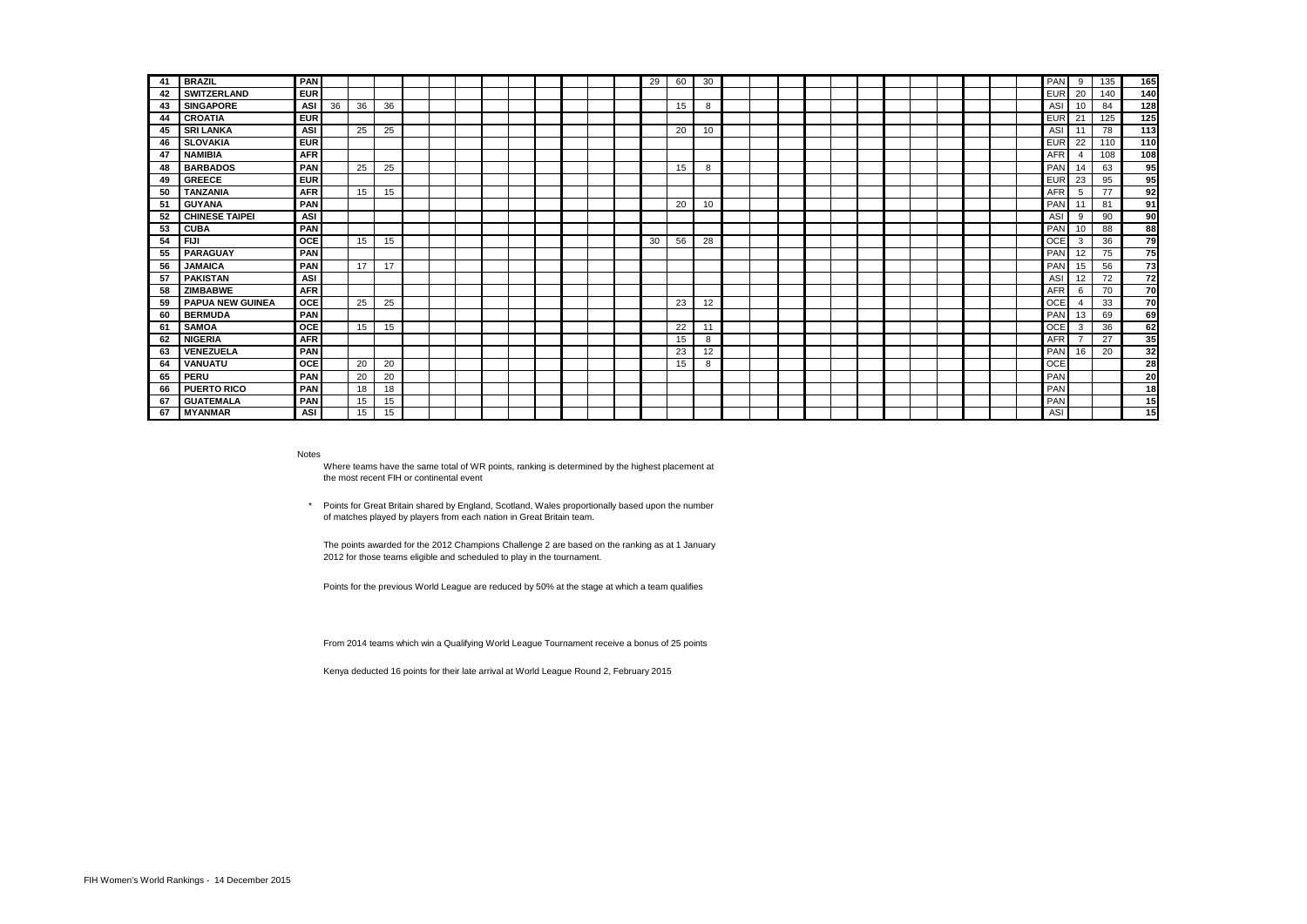| | | | | | | | | | | | | | | | | | | | | | | | | | | | | | | | | | |
|---|---|---|---|---|---|---|---|---|---|---|---|---|---|---|---|---|---|---|---|---|---|---|---|---|---|---|---|---|---|---|---|---|---|
| 41 | BRAZIL | PAN | | | | | | | | | | | | | 29 | 60 | 30 | | | | | | | | | | | | | PAN | 9 | 135 | 165 |
| 42 | SWITZERLAND | EUR | | | | | | | | | | | | | | | | | | | | | | | | | | | | EUR | 20 | 140 | 140 |
| 43 | SINGAPORE | ASI | 36 | 36 | 36 | | | | | | | | | | | 15 | 8 | | | | | | | | | | | | | ASI | 10 | 84 | 128 |
| 44 | CROATIA | EUR | | | | | | | | | | | | | | | | | | | | | | | | | | | | EUR | 21 | 125 | 125 |
| 45 | SRI LANKA | ASI | | 25 | 25 | | | | | | | | | | | 20 | 10 | | | | | | | | | | | | | ASI | 11 | 78 | 113 |
| 46 | SLOVAKIA | EUR | | | | | | | | | | | | | | | | | | | | | | | | | | | | EUR | 22 | 110 | 110 |
| 47 | NAMIBIA | AFR | | | | | | | | | | | | | | | | | | | | | | | | | | | | AFR | 4 | 108 | 108 |
| 48 | BARBADOS | PAN | | 25 | 25 | | | | | | | | | | | 15 | 8 | | | | | | | | | | | | | PAN | 14 | 63 | 95 |
| 49 | GREECE | EUR | | | | | | | | | | | | | | | | | | | | | | | | | | | | EUR | 23 | 95 | 95 |
| 50 | TANZANIA | AFR | | 15 | 15 | | | | | | | | | | | | | | | | | | | | | | | | | AFR | 5 | 77 | 92 |
| 51 | GUYANA | PAN | | | | | | | | | | | | | | 20 | 10 | | | | | | | | | | | | | PAN | 11 | 81 | 91 |
| 52 | CHINESE TAIPEI | ASI | | | | | | | | | | | | | | | | | | | | | | | | | | | | ASI | 9 | 90 | 90 |
| 53 | CUBA | PAN | | | | | | | | | | | | | | | | | | | | | | | | | | | | PAN | 10 | 88 | 88 |
| 54 | FIJI | OCE | | 15 | 15 | | | | | | | | | | 30 | 56 | 28 | | | | | | | | | | | | | OCE | 3 | 36 | 79 |
| 55 | PARAGUAY | PAN | | | | | | | | | | | | | | | | | | | | | | | | | | | | PAN | 12 | 75 | 75 |
| 56 | JAMAICA | PAN | | 17 | 17 | | | | | | | | | | | | | | | | | | | | | | | | | PAN | 15 | 56 | 73 |
| 57 | PAKISTAN | ASI | | | | | | | | | | | | | | | | | | | | | | | | | | | | ASI | 12 | 72 | 72 |
| 58 | ZIMBABWE | AFR | | | | | | | | | | | | | | | | | | | | | | | | | | | | AFR | 6 | 70 | 70 |
| 59 | PAPUA NEW GUINEA | OCE | | 25 | 25 | | | | | | | | | | | 23 | 12 | | | | | | | | | | | | | OCE | 4 | 33 | 70 |
| 60 | BERMUDA | PAN | | | | | | | | | | | | | | | | | | | | | | | | | | | | PAN | 13 | 69 | 69 |
| 61 | SAMOA | OCE | | 15 | 15 | | | | | | | | | | | 22 | 11 | | | | | | | | | | | | | OCE | 3 | 36 | 62 |
| 62 | NIGERIA | AFR | | | | | | | | | | | | | | 15 | 8 | | | | | | | | | | | | | AFR | 7 | 27 | 35 |
| 63 | VENEZUELA | PAN | | | | | | | | | | | | | | 23 | 12 | | | | | | | | | | | | | PAN | 16 | 20 | 32 |
| 64 | VANUATU | OCE | | 20 | 20 | | | | | | | | | | | 15 | 8 | | | | | | | | | | | | | OCE | | | 28 |
| 65 | PERU | PAN | | 20 | 20 | | | | | | | | | | | | | | | | | | | | | | | | | PAN | | | 20 |
| 66 | PUERTO RICO | PAN | | 18 | 18 | | | | | | | | | | | | | | | | | | | | | | | | | PAN | | | 18 |
| 67 | GUATEMALA | PAN | | 15 | 15 | | | | | | | | | | | | | | | | | | | | | | | | | PAN | | | 15 |
| 67 | MYANMAR | ASI | | 15 | 15 | | | | | | | | | | | | | | | | | | | | | | | | | ASI | | | 15 |

Notes

Where teams have the same total of WR points, ranking is determined by the highest placement at the most recent FIH or continental event

\* Points for Great Britain shared by England, Scotland, Wales proportionally based upon the number of matches played by players from each nation in Great Britain team.

The points awarded for the 2012 Champions Challenge 2 are based on the ranking as at 1 January 2012 for those teams eligible and scheduled to play in the tournament.

Points for the previous World League are reduced by 50% at the stage at which a team qualifies

From 2014 teams which win a Qualifying World League Tournament receive a bonus of 25 points

Kenya deducted 16 points for their late arrival at World League Round 2, February 2015

FIH Women's World Rankings - 14 December 2015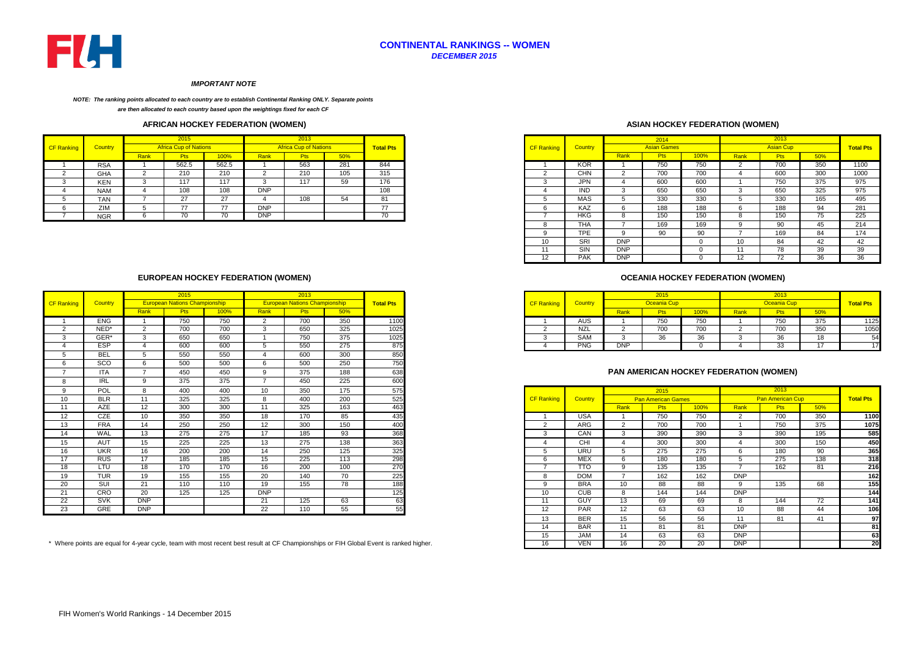# CONTINENTAL RANKINGS -- WOMEN

***DECEMBER 2015***

***IMPORTANT NOTE***

***NOTE: The ranking points allocated to each country are to establish Continental Ranking ONLY. Separate points are then allocated to each country based upon the weightings fixed for each CF***

## AFRICAN HOCKEY FEDERATION (WOMEN)

| CF Ranking | Country | 2015 Africa Cup of Nations | | | 2013 Africa Cup of Nations | | | Total Pts |
|---|---|---|---|---|---|---|---|---|
| | | Rank | Pts | 100% | Rank | Pts | 50% | |
| 1 | RSA | 1 | 562.5 | 562.5 | 1 | 563 | 281 | 844 |
| 2 | GHA | 2 | 210 | 210 | 2 | 210 | 105 | 315 |
| 3 | KEN | 3 | 117 | 117 | 3 | 117 | 59 | 176 |
| 4 | NAM | 4 | 108 | 108 | DNP | | | 108 |
| 5 | TAN | 7 | 27 | 27 | 4 | 108 | 54 | 81 |
| 6 | ZIM | 5 | 77 | 77 | DNP | | | 77 |
| 7 | NGR | 6 | 70 | 70 | DNP | | | 70 |

## ASIAN HOCKEY FEDERATION (WOMEN)

| CF Ranking | Country | 2014 Asian Games | | | 2013 Asian Cup | | | Total Pts |
|---|---|---|---|---|---|---|---|---|
| | | Rank | Pts | 100% | Rank | Pts | 50% | |
| 1 | KOR | 1 | 750 | 750 | 2 | 700 | 350 | 1100 |
| 2 | CHN | 2 | 700 | 700 | 4 | 600 | 300 | 1000 |
| 3 | JPN | 4 | 600 | 600 | 1 | 750 | 375 | 975 |
| 4 | IND | 3 | 650 | 650 | 3 | 650 | 325 | 975 |
| 5 | MAS | 5 | 330 | 330 | 5 | 330 | 165 | 495 |
| 6 | KAZ | 6 | 188 | 188 | 6 | 188 | 94 | 281 |
| 7 | HKG | 8 | 150 | 150 | 8 | 150 | 75 | 225 |
| 8 | THA | 7 | 169 | 169 | 9 | 90 | 45 | 214 |
| 9 | TPE | 9 | 90 | 90 | 7 | 169 | 84 | 174 |
| 10 | SRI | DNP | | 0 | 10 | 84 | 42 | 42 |
| 11 | SIN | DNP | | 0 | 11 | 78 | 39 | 39 |
| 12 | PAK | DNP | | 0 | 12 | 72 | 36 | 36 |

## EUROPEAN HOCKEY FEDERATION (WOMEN)

| CF Ranking | Country | 2015 European Nations Championship | | | 2013 European Nations Championship | | | Total Pts |
|---|---|---|---|---|---|---|---|---|
| | | Rank | Pts | 100% | Rank | Pts | 50% | |
| 1 | ENG | 1 | 750 | 750 | 2 | 700 | 350 | 1100 |
| 2 | NED* | 2 | 700 | 700 | 3 | 650 | 325 | 1025 |
| 3 | GER* | 3 | 650 | 650 | 1 | 750 | 375 | 1025 |
| 4 | ESP | 4 | 600 | 600 | 5 | 550 | 275 | 875 |
| 5 | BEL | 5 | 550 | 550 | 4 | 600 | 300 | 850 |
| 6 | SCO | 6 | 500 | 500 | 6 | 500 | 250 | 750 |
| 7 | ITA | 7 | 450 | 450 | 9 | 375 | 188 | 638 |
| 8 | IRL | 9 | 375 | 375 | 7 | 450 | 225 | 600 |
| 9 | POL | 8 | 400 | 400 | 10 | 350 | 175 | 575 |
| 10 | BLR | 11 | 325 | 325 | 8 | 400 | 200 | 525 |
| 11 | AZE | 12 | 300 | 300 | 11 | 325 | 163 | 463 |
| 12 | CZE | 10 | 350 | 350 | 18 | 170 | 85 | 435 |
| 13 | FRA | 14 | 250 | 250 | 12 | 300 | 150 | 400 |
| 14 | WAL | 13 | 275 | 275 | 17 | 185 | 93 | 368 |
| 15 | AUT | 15 | 225 | 225 | 13 | 275 | 138 | 363 |
| 16 | UKR | 16 | 200 | 200 | 14 | 250 | 125 | 325 |
| 17 | RUS | 17 | 185 | 185 | 15 | 225 | 113 | 298 |
| 18 | LTU | 18 | 170 | 170 | 16 | 200 | 100 | 270 |
| 19 | TUR | 19 | 155 | 155 | 20 | 140 | 70 | 225 |
| 20 | SUI | 21 | 110 | 110 | 19 | 155 | 78 | 188 |
| 21 | CRO | 20 | 125 | 125 | DNP | | | 125 |
| 22 | SVK | DNP | | | 21 | 125 | 63 | 63 |
| 23 | GRE | DNP | | | 22 | 110 | 55 | 55 |

\* Where points are equal for 4-year cycle, team with most recent best result at CF Championships or FIH Global Event is ranked higher.

## OCEANIA HOCKEY FEDERATION (WOMEN)

| CF Ranking | Country | 2015 Oceania Cup | | | 2013 Oceania Cup | | | Total Pts |
|---|---|---|---|---|---|---|---|---|
| | | Rank | Pts | 100% | Rank | Pts | 50% | |
| 1 | AUS | 1 | 750 | 750 | 1 | 750 | 375 | 1125 |
| 2 | NZL | 2 | 700 | 700 | 2 | 700 | 350 | 1050 |
| 3 | SAM | 3 | 36 | 36 | 3 | 36 | 18 | 54 |
| 4 | PNG | DNP | | 0 | 4 | 33 | 17 | 17 |

## PAN AMERICAN HOCKEY FEDERATION (WOMEN)

| CF Ranking | Country | 2015 Pan American Games | | | 2013 Pan American Cup | | | Total Pts |
|---|---|---|---|---|---|---|---|---|
| | | Rank | Pts | 100% | Rank | Pts | 50% | |
| 1 | USA | 1 | 750 | 750 | 2 | 700 | 350 | 1100 |
| 2 | ARG | 2 | 700 | 700 | 1 | 750 | 375 | 1075 |
| 3 | CAN | 3 | 390 | 390 | 3 | 390 | 195 | 585 |
| 4 | CHI | 4 | 300 | 300 | 4 | 300 | 150 | 450 |
| 5 | URU | 5 | 275 | 275 | 6 | 180 | 90 | 365 |
| 6 | MEX | 6 | 180 | 180 | 5 | 275 | 138 | 318 |
| 7 | TTO | 9 | 135 | 135 | 7 | 162 | 81 | 216 |
| 8 | DOM | 7 | 162 | 162 | DNP | | | 162 |
| 9 | BRA | 10 | 88 | 88 | 9 | 135 | 68 | 155 |
| 10 | CUB | 8 | 144 | 144 | DNP | | | 144 |
| 11 | GUY | 13 | 69 | 69 | 8 | 144 | 72 | 141 |
| 12 | PAR | 12 | 63 | 63 | 10 | 88 | 44 | 106 |
| 13 | BER | 15 | 56 | 56 | 11 | 81 | 41 | 97 |
| 14 | BAR | 11 | 81 | 81 | DNP | | | 81 |
| 15 | JAM | 14 | 63 | 63 | DNP | | | 63 |
| 16 | VEN | 16 | 20 | 20 | DNP | | | 20 |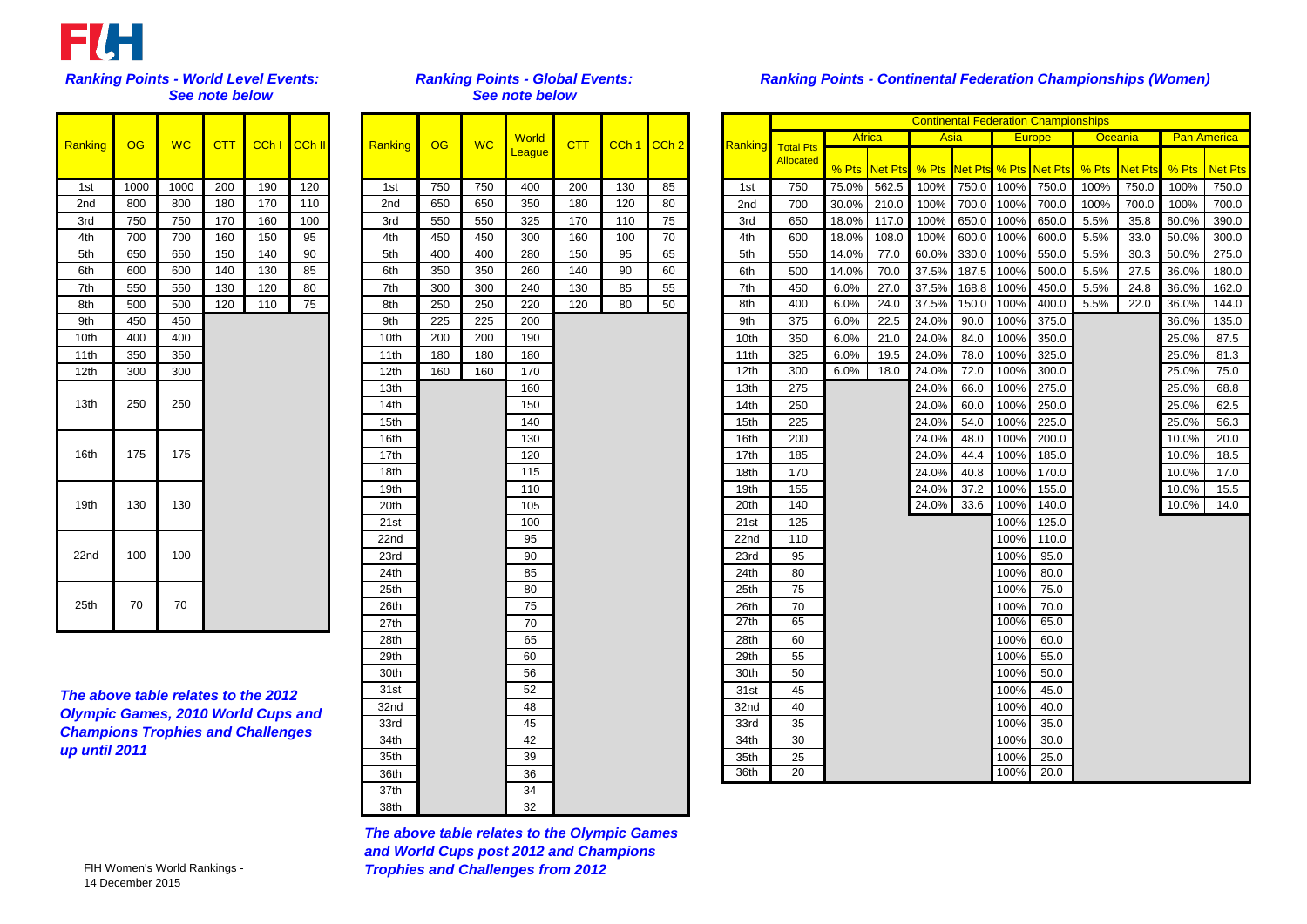FIH

### *Ranking Points - World Level Events: See note below*

| Ranking | OG | WC | CTT | CCh I | CCh II |
|---|---|---|---|---|---|
| 1st | 1000 | 1000 | 200 | 190 | 120 |
| 2nd | 800 | 800 | 180 | 170 | 110 |
| 3rd | 750 | 750 | 170 | 160 | 100 |
| 4th | 700 | 700 | 160 | 150 | 95 |
| 5th | 650 | 650 | 150 | 140 | 90 |
| 6th | 600 | 600 | 140 | 130 | 85 |
| 7th | 550 | 550 | 130 | 120 | 80 |
| 8th | 500 | 500 | 120 | 110 | 75 |
| 9th | 450 | 450 | | | |
| 10th | 400 | 400 | | | |
| 11th | 350 | 350 | | | |
| 12th | 300 | 300 | | | |
| 13th | 250 | 250 | | | |
| 16th | 175 | 175 | | | |
| 19th | 130 | 130 | | | |
| 22nd | 100 | 100 | | | |
| 25th | 70 | 70 | | | |

***The above table relates to the 2012 Olympic Games, 2010 World Cups and Champions Trophies and Challenges up until 2011***

### *Ranking Points - Global Events: See note below*

| Ranking | OG | WC | World League | CTT | CCh 1 | CCh 2 |
|---|---|---|---|---|---|---|
| 1st | 750 | 750 | 400 | 200 | 130 | 85 |
| 2nd | 650 | 650 | 350 | 180 | 120 | 80 |
| 3rd | 550 | 550 | 325 | 170 | 110 | 75 |
| 4th | 450 | 450 | 300 | 160 | 100 | 70 |
| 5th | 400 | 400 | 280 | 150 | 95 | 65 |
| 6th | 350 | 350 | 260 | 140 | 90 | 60 |
| 7th | 300 | 300 | 240 | 130 | 85 | 55 |
| 8th | 250 | 250 | 220 | 120 | 80 | 50 |
| 9th | 225 | 225 | 200 | | | |
| 10th | 200 | 200 | 190 | | | |
| 11th | 180 | 180 | 180 | | | |
| 12th | 160 | 160 | 170 | | | |
| 13th | | | 160 | | | |
| 14th | | | 150 | | | |
| 15th | | | 140 | | | |
| 16th | | | 130 | | | |
| 17th | | | 120 | | | |
| 18th | | | 115 | | | |
| 19th | | | 110 | | | |
| 20th | | | 105 | | | |
| 21st | | | 100 | | | |
| 22nd | | | 95 | | | |
| 23rd | | | 90 | | | |
| 24th | | | 85 | | | |
| 25th | | | 80 | | | |
| 26th | | | 75 | | | |
| 27th | | | 70 | | | |
| 28th | | | 65 | | | |
| 29th | | | 60 | | | |
| 30th | | | 56 | | | |
| 31st | | | 52 | | | |
| 32nd | | | 48 | | | |
| 33rd | | | 45 | | | |
| 34th | | | 42 | | | |
| 35th | | | 39 | | | |
| 36th | | | 36 | | | |
| 37th | | | 34 | | | |
| 38th | | | 32 | | | |

***The above table relates to the Olympic Games and World Cups post 2012 and Champions Trophies and Challenges from 2012***

### *Ranking Points - Continental Federation Championships (Women)*

| Ranking | Continental Federation Championships | | | | | | | | | | |
|---|---|---|---|---|---|---|---|---|---|---|---|
| | Total Pts Allocated | Africa | | Asia | | Europe | | Oceania | | Pan America | |
| | | % Pts | Net Pts | % Pts | Net Pts | % Pts | Net Pts | % Pts | Net Pts | % Pts | Net Pts |
| 1st | 750 | 75.0% | 562.5 | 100% | 750.0 | 100% | 750.0 | 100% | 750.0 | 100% | 750.0 |
| 2nd | 700 | 30.0% | 210.0 | 100% | 700.0 | 100% | 700.0 | 100% | 700.0 | 100% | 700.0 |
| 3rd | 650 | 18.0% | 117.0 | 100% | 650.0 | 100% | 650.0 | 5.5% | 35.8 | 60.0% | 390.0 |
| 4th | 600 | 18.0% | 108.0 | 100% | 600.0 | 100% | 600.0 | 5.5% | 33.0 | 50.0% | 300.0 |
| 5th | 550 | 14.0% | 77.0 | 60.0% | 330.0 | 100% | 550.0 | 5.5% | 30.3 | 50.0% | 275.0 |
| 6th | 500 | 14.0% | 70.0 | 37.5% | 187.5 | 100% | 500.0 | 5.5% | 27.5 | 36.0% | 180.0 |
| 7th | 450 | 6.0% | 27.0 | 37.5% | 168.8 | 100% | 450.0 | 5.5% | 24.8 | 36.0% | 162.0 |
| 8th | 400 | 6.0% | 24.0 | 37.5% | 150.0 | 100% | 400.0 | 5.5% | 22.0 | 36.0% | 144.0 |
| 9th | 375 | 6.0% | 22.5 | 24.0% | 90.0 | 100% | 375.0 | | | 36.0% | 135.0 |
| 10th | 350 | 6.0% | 21.0 | 24.0% | 84.0 | 100% | 350.0 | | | 25.0% | 87.5 |
| 11th | 325 | 6.0% | 19.5 | 24.0% | 78.0 | 100% | 325.0 | | | 25.0% | 81.3 |
| 12th | 300 | 6.0% | 18.0 | 24.0% | 72.0 | 100% | 300.0 | | | 25.0% | 75.0 |
| 13th | 275 | | | 24.0% | 66.0 | 100% | 275.0 | | | 25.0% | 68.8 |
| 14th | 250 | | | 24.0% | 60.0 | 100% | 250.0 | | | 25.0% | 62.5 |
| 15th | 225 | | | 24.0% | 54.0 | 100% | 225.0 | | | 25.0% | 56.3 |
| 16th | 200 | | | 24.0% | 48.0 | 100% | 200.0 | | | 10.0% | 20.0 |
| 17th | 185 | | | 24.0% | 44.4 | 100% | 185.0 | | | 10.0% | 18.5 |
| 18th | 170 | | | 24.0% | 40.8 | 100% | 170.0 | | | 10.0% | 17.0 |
| 19th | 155 | | | 24.0% | 37.2 | 100% | 155.0 | | | 10.0% | 15.5 |
| 20th | 140 | | | 24.0% | 33.6 | 100% | 140.0 | | | 10.0% | 14.0 |
| 21st | 125 | | | | | 100% | 125.0 | | | | |
| 22nd | 110 | | | | | 100% | 110.0 | | | | |
| 23rd | 95 | | | | | 100% | 95.0 | | | | |
| 24th | 80 | | | | | 100% | 80.0 | | | | |
| 25th | 75 | | | | | 100% | 75.0 | | | | |
| 26th | 70 | | | | | 100% | 70.0 | | | | |
| 27th | 65 | | | | | 100% | 65.0 | | | | |
| 28th | 60 | | | | | 100% | 60.0 | | | | |
| 29th | 55 | | | | | 100% | 55.0 | | | | |
| 30th | 50 | | | | | 100% | 50.0 | | | | |
| 31st | 45 | | | | | 100% | 45.0 | | | | |
| 32nd | 40 | | | | | 100% | 40.0 | | | | |
| 33rd | 35 | | | | | 100% | 35.0 | | | | |
| 34th | 30 | | | | | 100% | 30.0 | | | | |
| 35th | 25 | | | | | 100% | 25.0 | | | | |
| 36th | 20 | | | | | 100% | 20.0 | | | | |